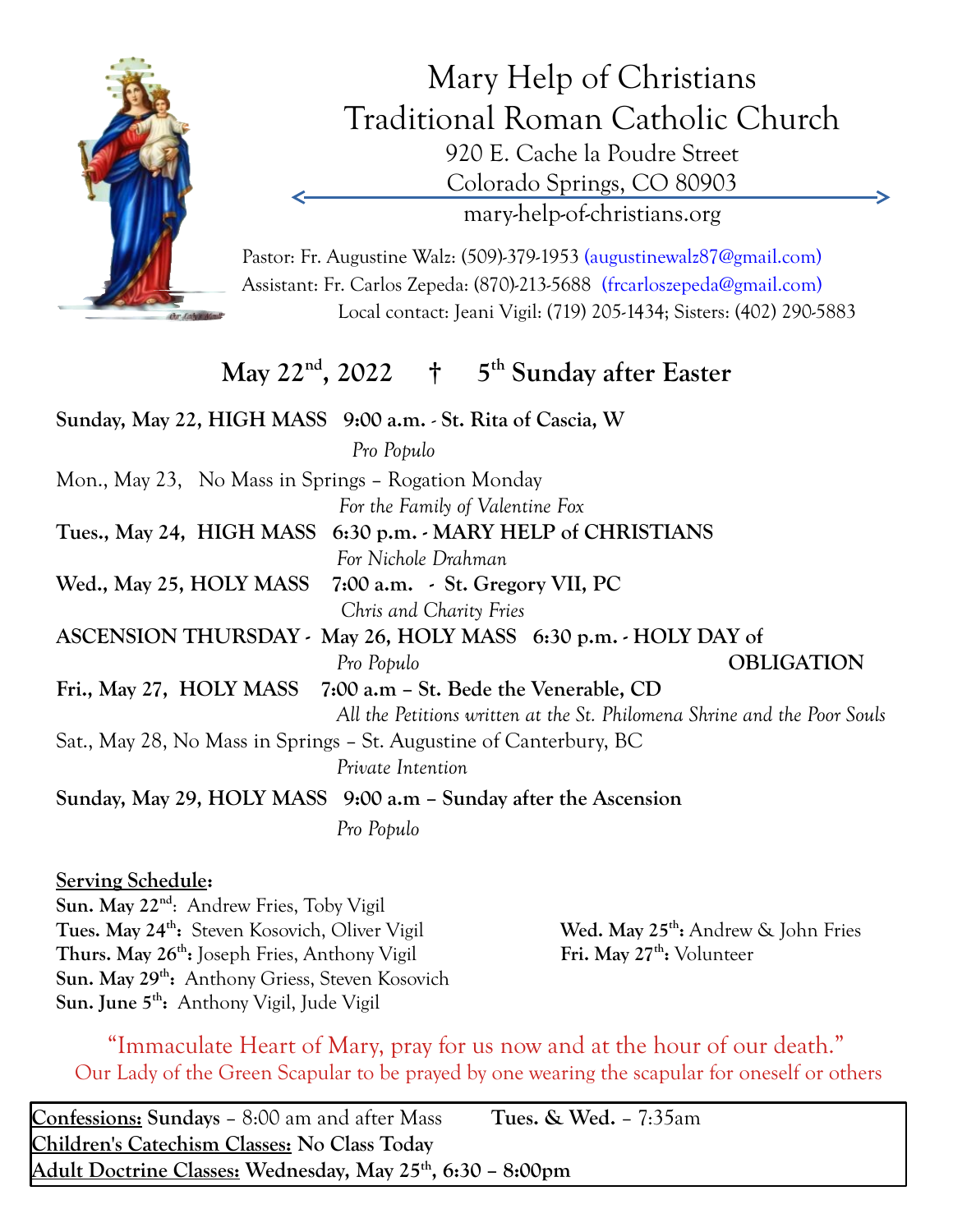# Mary Help of Christians
# Traditional Roman Catholic Church

920 E. Cache la Poudre Street
Colorado Springs, CO 80903
mary-help-of-christians.org

Pastor: Fr. Augustine Walz: (509)-379-1953 (augustinewalz87@gmail.com)
Assistant: Fr. Carlos Zepeda: (870)-213-5688 (frcarloszepeda@gmail.com)
Local contact: Jeani Vigil: (719) 205-1434; Sisters: (402) 290-5883

## May 22nd, 2022 † 5th Sunday after Easter

**Sunday, May 22, HIGH MASS 9:00 a.m. - St. Rita of Cascia, W**
*Pro Populo*

Mon., May 23, No Mass in Springs – Rogation Monday
*For the Family of Valentine Fox*

**Tues., May 24, HIGH MASS 6:30 p.m. - MARY HELP of CHRISTIANS**
*For Nichole Drahman*

**Wed., May 25, HOLY MASS 7:00 a.m. - St. Gregory VII, PC**
*Chris and Charity Fries*

**ASCENSION THURSDAY - May 26, HOLY MASS 6:30 p.m. - HOLY DAY of OBLIGATION**
*Pro Populo*

**Fri., May 27, HOLY MASS 7:00 a.m – St. Bede the Venerable, CD**
*All the Petitions written at the St. Philomena Shrine and the Poor Souls*

Sat., May 28, No Mass in Springs – St. Augustine of Canterbury, BC
*Private Intention*

**Sunday, May 29, HOLY MASS 9:00 a.m – Sunday after the Ascension**
*Pro Populo*

**Serving Schedule:**

**Sun. May 22nd:** Andrew Fries, Toby Vigil
**Tues. May 24th:** Steven Kosovich, Oliver Vigil
**Wed. May 25th:** Andrew & John Fries
**Thurs. May 26th:** Joseph Fries, Anthony Vigil
**Fri. May 27th:** Volunteer
**Sun. May 29th:** Anthony Griess, Steven Kosovich
**Sun. June 5th:** Anthony Vigil, Jude Vigil

“Immaculate Heart of Mary, pray for us now and at the hour of our death.”
Our Lady of the Green Scapular to be prayed by one wearing the scapular for oneself or others

**Confessions:** **Sundays** – 8:00 am and after Mass **Tues. & Wed.** – 7:35am
**Children's Catechism Classes:** **No Class Today**
**Adult Doctrine Classes:** **Wednesday, May 25th, 6:30 – 8:00pm**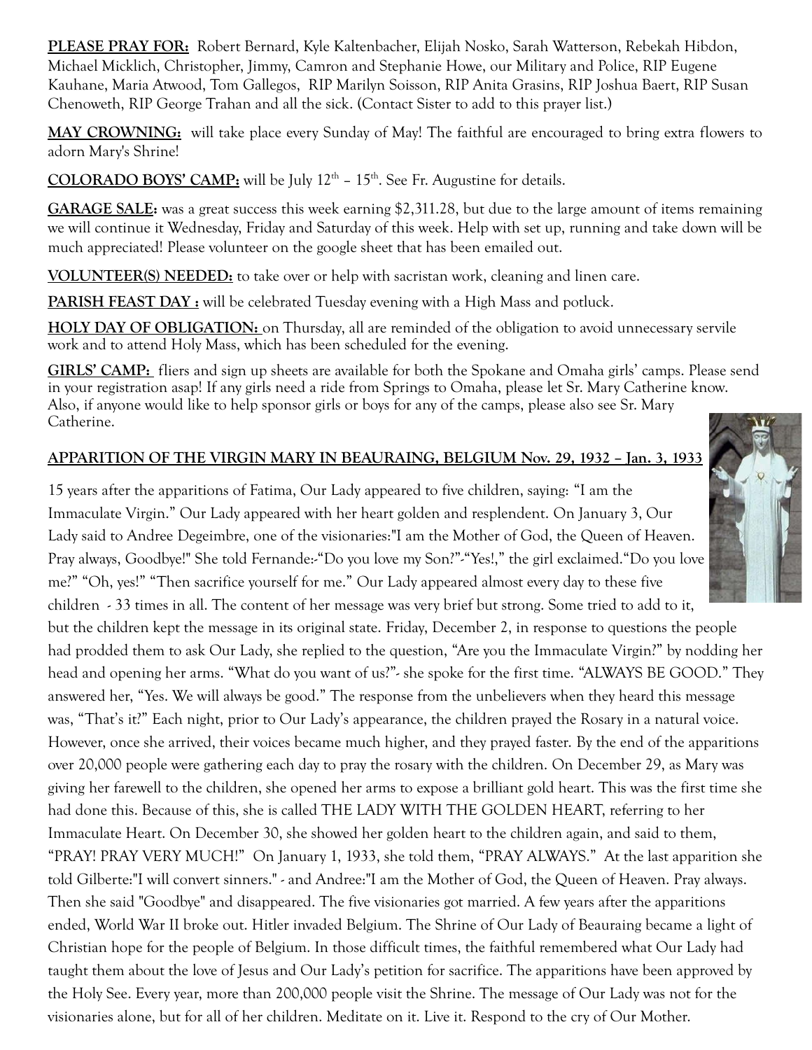**PLEASE PRAY FOR:** Robert Bernard, Kyle Kaltenbacher, Elijah Nosko, Sarah Watterson, Rebekah Hibdon, Michael Micklich, Christopher, Jimmy, Camron and Stephanie Howe, our Military and Police, RIP Eugene Kauhane, Maria Atwood, Tom Gallegos, RIP Marilyn Soisson, RIP Anita Grasins, RIP Joshua Baert, RIP Susan Chenoweth, RIP George Trahan and all the sick. (Contact Sister to add to this prayer list.)

**MAY CROWNING:** will take place every Sunday of May! The faithful are encouraged to bring extra flowers to adorn Mary's Shrine!

**COLORADO BOYS' CAMP:** will be July 12th – 15th. See Fr. Augustine for details.

**GARAGE SALE:** was a great success this week earning $2,311.28, but due to the large amount of items remaining we will continue it Wednesday, Friday and Saturday of this week. Help with set up, running and take down will be much appreciated! Please volunteer on the google sheet that has been emailed out.

**VOLUNTEER(S) NEEDED:** to take over or help with sacristan work, cleaning and linen care.

**PARISH FEAST DAY :** will be celebrated Tuesday evening with a High Mass and potluck.

**HOLY DAY OF OBLIGATION:** on Thursday, all are reminded of the obligation to avoid unnecessary servile work and to attend Holy Mass, which has been scheduled for the evening.

**GIRLS' CAMP:** fliers and sign up sheets are available for both the Spokane and Omaha girls' camps. Please send in your registration asap! If any girls need a ride from Springs to Omaha, please let Sr. Mary Catherine know. Also, if anyone would like to help sponsor girls or boys for any of the camps, please also see Sr. Mary Catherine.

**APPARITION OF THE VIRGIN MARY IN BEAURAING, BELGIUM Nov. 29, 1932 – Jan. 3, 1933**

15 years after the apparitions of Fatima, Our Lady appeared to five children, saying: "I am the Immaculate Virgin." Our Lady appeared with her heart golden and resplendent. On January 3, Our Lady said to Andree Degeimbre, one of the visionaries:"I am the Mother of God, the Queen of Heaven. Pray always, Goodbye!" She told Fernande:-"Do you love my Son?"-"Yes!," the girl exclaimed."Do you love me?" "Oh, yes!" "Then sacrifice yourself for me." Our Lady appeared almost every day to these five children - 33 times in all. The content of her message was very brief but strong. Some tried to add to it, but the children kept the message in its original state. Friday, December 2, in response to questions the people had prodded them to ask Our Lady, she replied to the question, "Are you the Immaculate Virgin?" by nodding her head and opening her arms. "What do you want of us?"- she spoke for the first time. "ALWAYS BE GOOD." They answered her, "Yes. We will always be good." The response from the unbelievers when they heard this message was, "That's it?" Each night, prior to Our Lady's appearance, the children prayed the Rosary in a natural voice. However, once she arrived, their voices became much higher, and they prayed faster. By the end of the apparitions over 20,000 people were gathering each day to pray the rosary with the children. On December 29, as Mary was giving her farewell to the children, she opened her arms to expose a brilliant gold heart. This was the first time she had done this. Because of this, she is called THE LADY WITH THE GOLDEN HEART, referring to her Immaculate Heart. On December 30, she showed her golden heart to the children again, and said to them, "PRAY! PRAY VERY MUCH!" On January 1, 1933, she told them, "PRAY ALWAYS." At the last apparition she told Gilberte:"I will convert sinners." - and Andree:"I am the Mother of God, the Queen of Heaven. Pray always. Then she said "Goodbye" and disappeared. The five visionaries got married. A few years after the apparitions ended, World War II broke out. Hitler invaded Belgium. The Shrine of Our Lady of Beauraing became a light of Christian hope for the people of Belgium. In those difficult times, the faithful remembered what Our Lady had taught them about the love of Jesus and Our Lady's petition for sacrifice. The apparitions have been approved by the Holy See. Every year, more than 200,000 people visit the Shrine. The message of Our Lady was not for the visionaries alone, but for all of her children. Meditate on it. Live it. Respond to the cry of Our Mother.